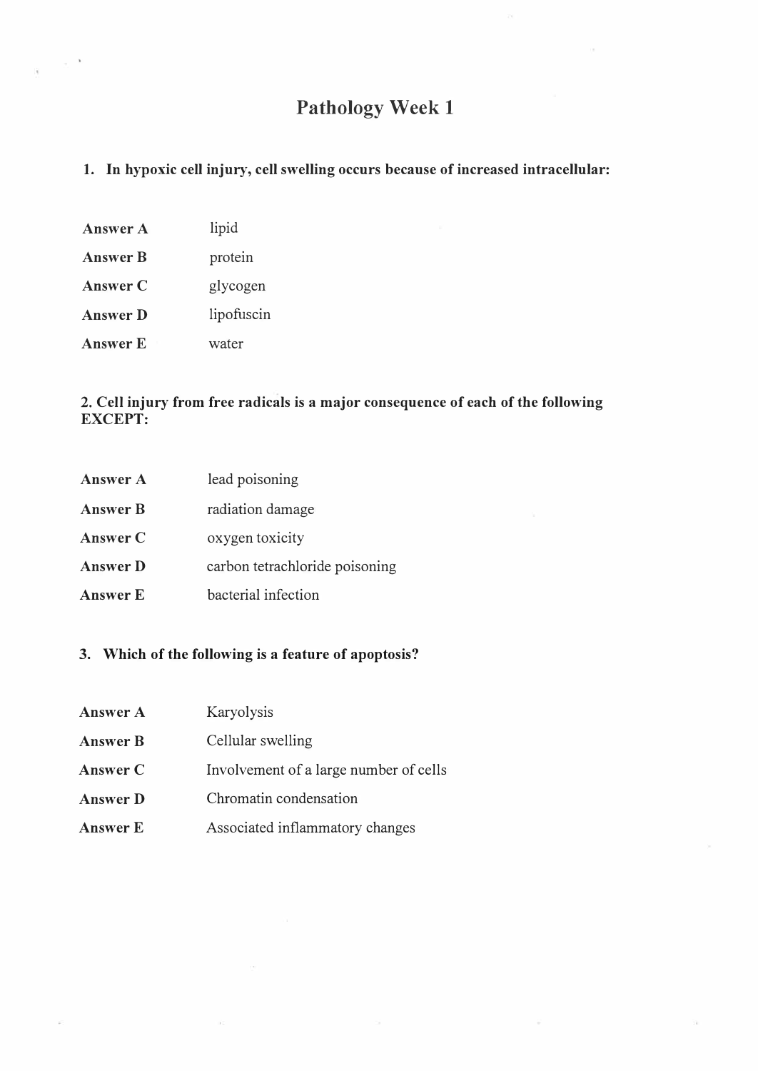# Pathology Week 1

**1. In hypoxic cell injury, cell swelling occurs because of increased intracellular:**

| | |
|---|---|
| **Answer A** | lipid |
| **Answer B** | protein |
| **Answer C** | glycogen |
| **Answer D** | lipofuscin |
| **Answer E** | water |

**2. Cell injury from free radicals is a major consequence of each of the following EXCEPT:**

| | |
|---|---|
| **Answer A** | lead poisoning |
| **Answer B** | radiation damage |
| **Answer C** | oxygen toxicity |
| **Answer D** | carbon tetrachloride poisoning |
| **Answer E** | bacterial infection |

**3. Which of the following is a feature of apoptosis?**

| | |
|---|---|
| **Answer A** | Karyolysis |
| **Answer B** | Cellular swelling |
| **Answer C** | Involvement of a large number of cells |
| **Answer D** | Chromatin condensation |
| **Answer E** | Associated inflammatory changes |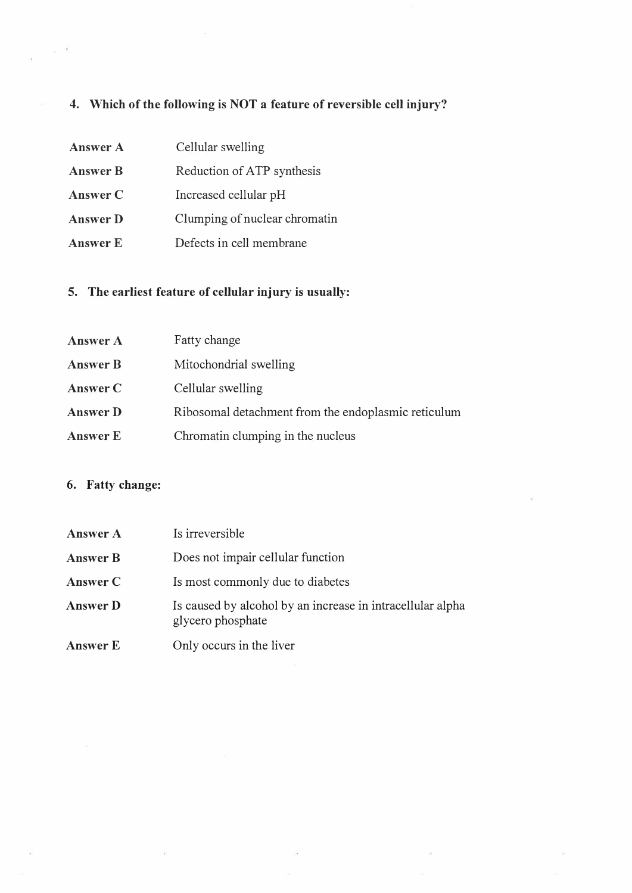**4. Which of the following is NOT a feature of reversible cell injury?**

| | |
|---|---|
| **Answer A** | Cellular swelling |
| **Answer B** | Reduction of ATP synthesis |
| **Answer C** | Increased cellular pH |
| **Answer D** | Clumping of nuclear chromatin |
| **Answer E** | Defects in cell membrane |

**5. The earliest feature of cellular injury is usually:**

| | |
|---|---|
| **Answer A** | Fatty change |
| **Answer B** | Mitochondrial swelling |
| **Answer C** | Cellular swelling |
| **Answer D** | Ribosomal detachment from the endoplasmic reticulum |
| **Answer E** | Chromatin clumping in the nucleus |

**6. Fatty change:**

| | |
|---|---|
| **Answer A** | Is irreversible |
| **Answer B** | Does not impair cellular function |
| **Answer C** | Is most commonly due to diabetes |
| **Answer D** | Is caused by alcohol by an increase in intracellular alpha glycero phosphate |
| **Answer E** | Only occurs in the liver |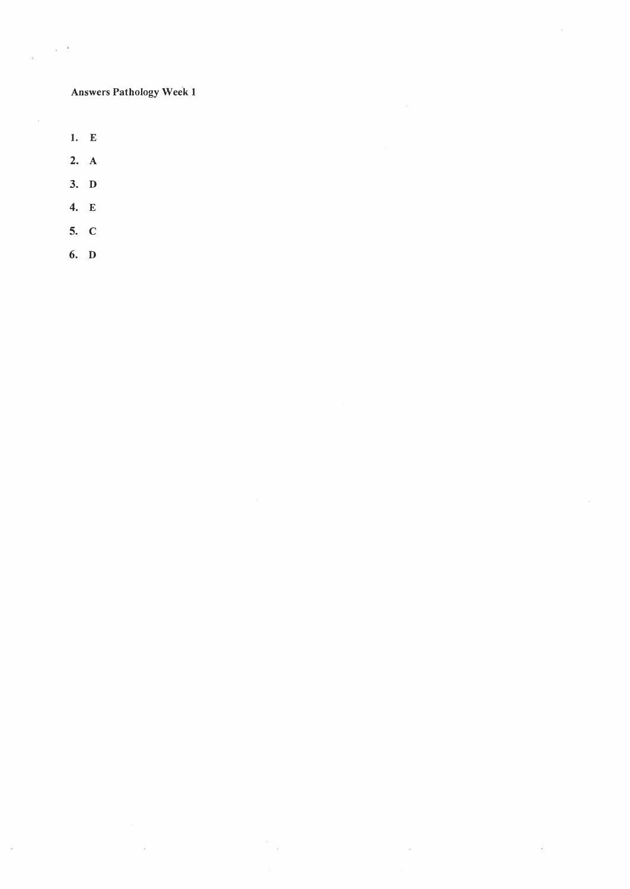**Answers Pathology Week 1**

1. **E**
2. **A**
3. **D**
4. **E**
5. **C**
6. **D**